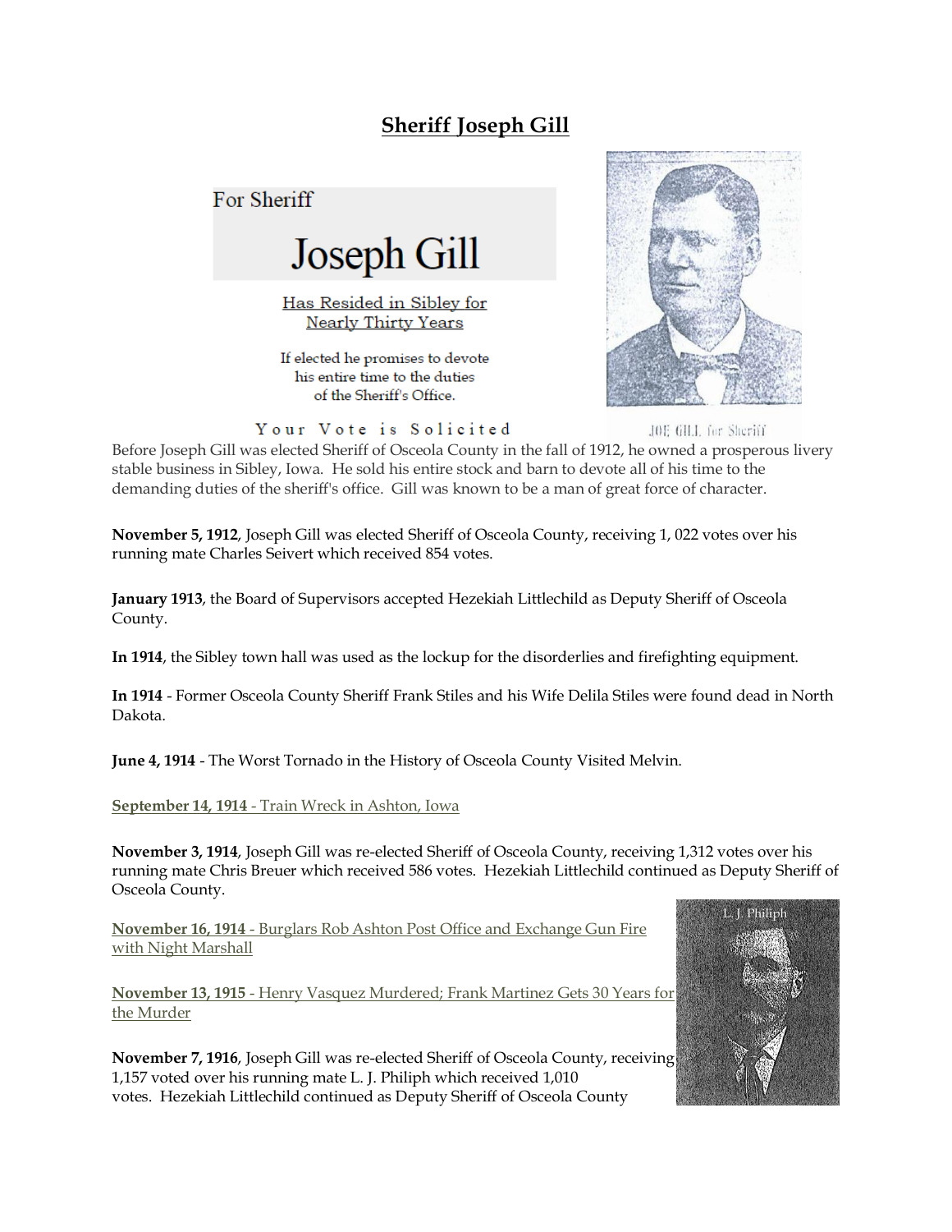# Sheriff Joseph Gill

For Sheriff

## Joseph Gill

Has Resided in Sibley for Nearly Thirty Years

If elected he promises to devote his entire time to the duties of the Sheriff's Office.

Your Vote is Solicited

JOE GILL for Sheriff

Before Joseph Gill was elected Sheriff of Osceola County in the fall of 1912, he owned a prosperous livery stable business in Sibley, Iowa. He sold his entire stock and barn to devote all of his time to the demanding duties of the sheriff's office. Gill was known to be a man of great force of character.

**November 5, 1912**, Joseph Gill was elected Sheriff of Osceola County, receiving 1, 022 votes over his running mate Charles Seivert which received 854 votes.

**January 1913**, the Board of Supervisors accepted Hezekiah Littlechild as Deputy Sheriff of Osceola County.

**In 1914**, the Sibley town hall was used as the lockup for the disorderlies and firefighting equipment.

**In 1914** - Former Osceola County Sheriff Frank Stiles and his Wife Delila Stiles were found dead in North Dakota.

**June 4, 1914** - The Worst Tornado in the History of Osceola County Visited Melvin.

**September 14, 1914** - Train Wreck in Ashton, Iowa

**November 3, 1914**, Joseph Gill was re-elected Sheriff of Osceola County, receiving 1,312 votes over his running mate Chris Breuer which received 586 votes. Hezekiah Littlechild continued as Deputy Sheriff of Osceola County.

**November 16, 1914** - Burglars Rob Ashton Post Office and Exchange Gun Fire with Night Marshall

**November 13, 1915** - Henry Vasquez Murdered; Frank Martinez Gets 30 Years for the Murder

L. J. Philiph

**November 7, 1916**, Joseph Gill was re-elected Sheriff of Osceola County, receiving 1,157 voted over his running mate L. J. Philiph which received 1,010 votes. Hezekiah Littlechild continued as Deputy Sheriff of Osceola County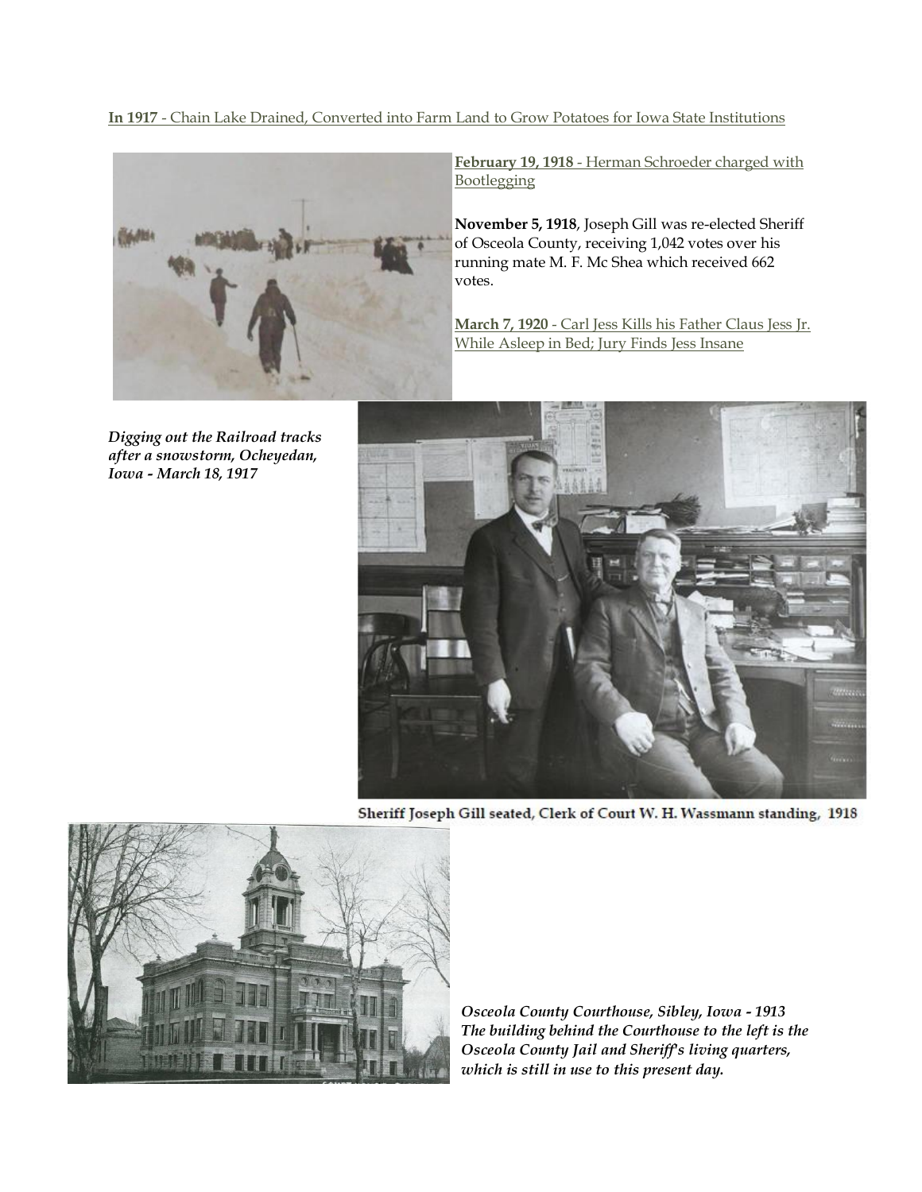<u>**In 1917** - Chain Lake Drained, Converted into Farm Land to Grow Potatoes for Iowa State Institutions</u>

<u>**February 19, 1918** - Herman Schroeder charged with Bootlegging</u>

**November 5, 1918**, Joseph Gill was re-elected Sheriff of Osceola County, receiving 1,042 votes over his running mate M. F. Mc Shea which received 662 votes.

<u>**March 7, 1920** - Carl Jess Kills his Father Claus Jess Jr. While Asleep in Bed; Jury Finds Jess Insane</u>

***Digging out the Railroad tracks after a snowstorm, Ocheyedan, Iowa - March 18, 1917***

**Sheriff Joseph Gill seated, Clerk of Court W. H. Wassmann standing, 1918**

***Osceola County Courthouse, Sibley, Iowa - 1913***
***The building behind the Courthouse to the left is the Osceola County Jail and Sheriff's living quarters, which is still in use to this present day.***